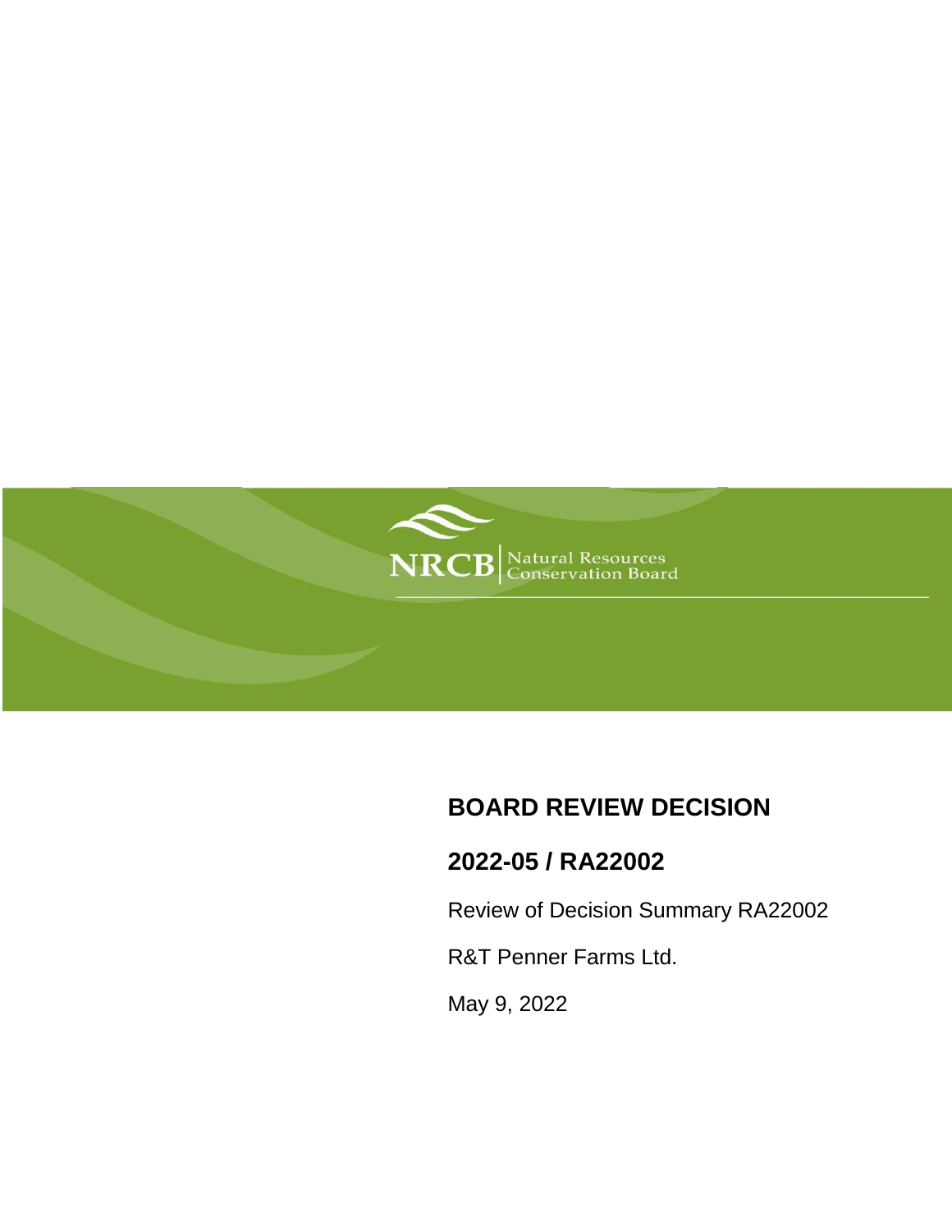NRCB | Natural Resources Conservation Board

# BOARD REVIEW DECISION

## 2022-05 / RA22002

Review of Decision Summary RA22002

R&T Penner Farms Ltd.

May 9, 2022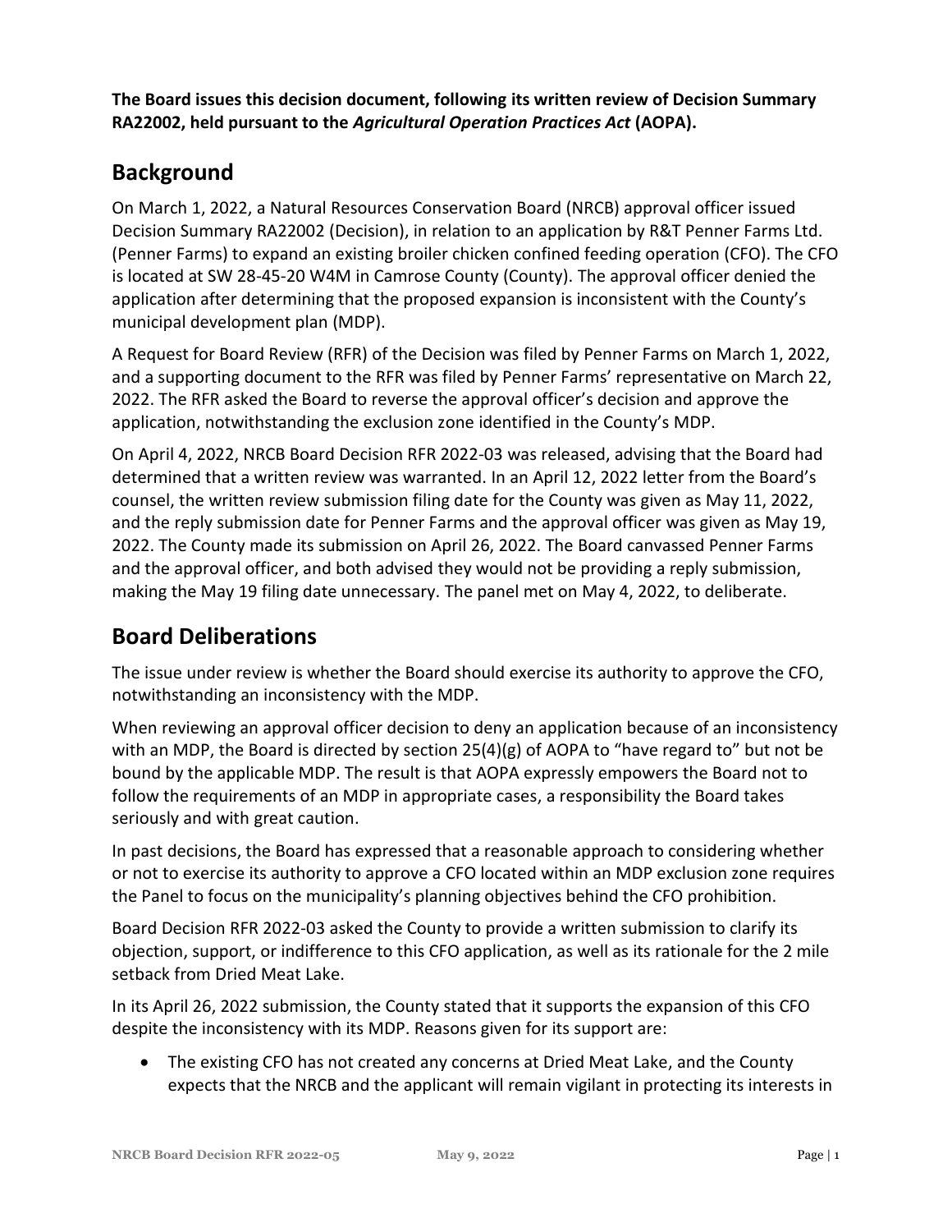**The Board issues this decision document, following its written review of Decision Summary RA22002, held pursuant to the *Agricultural Operation Practices Act* (AOPA).**

## Background

On March 1, 2022, a Natural Resources Conservation Board (NRCB) approval officer issued Decision Summary RA22002 (Decision), in relation to an application by R&T Penner Farms Ltd. (Penner Farms) to expand an existing broiler chicken confined feeding operation (CFO). The CFO is located at SW 28-45-20 W4M in Camrose County (County). The approval officer denied the application after determining that the proposed expansion is inconsistent with the County's municipal development plan (MDP).

A Request for Board Review (RFR) of the Decision was filed by Penner Farms on March 1, 2022, and a supporting document to the RFR was filed by Penner Farms' representative on March 22, 2022. The RFR asked the Board to reverse the approval officer's decision and approve the application, notwithstanding the exclusion zone identified in the County's MDP.

On April 4, 2022, NRCB Board Decision RFR 2022-03 was released, advising that the Board had determined that a written review was warranted. In an April 12, 2022 letter from the Board's counsel, the written review submission filing date for the County was given as May 11, 2022, and the reply submission date for Penner Farms and the approval officer was given as May 19, 2022. The County made its submission on April 26, 2022. The Board canvassed Penner Farms and the approval officer, and both advised they would not be providing a reply submission, making the May 19 filing date unnecessary. The panel met on May 4, 2022, to deliberate.

## Board Deliberations

The issue under review is whether the Board should exercise its authority to approve the CFO, notwithstanding an inconsistency with the MDP.

When reviewing an approval officer decision to deny an application because of an inconsistency with an MDP, the Board is directed by section 25(4)(g) of AOPA to "have regard to" but not be bound by the applicable MDP. The result is that AOPA expressly empowers the Board not to follow the requirements of an MDP in appropriate cases, a responsibility the Board takes seriously and with great caution.

In past decisions, the Board has expressed that a reasonable approach to considering whether or not to exercise its authority to approve a CFO located within an MDP exclusion zone requires the Panel to focus on the municipality's planning objectives behind the CFO prohibition.

Board Decision RFR 2022-03 asked the County to provide a written submission to clarify its objection, support, or indifference to this CFO application, as well as its rationale for the 2 mile setback from Dried Meat Lake.

In its April 26, 2022 submission, the County stated that it supports the expansion of this CFO despite the inconsistency with its MDP. Reasons given for its support are:

- The existing CFO has not created any concerns at Dried Meat Lake, and the County expects that the NRCB and the applicant will remain vigilant in protecting its interests in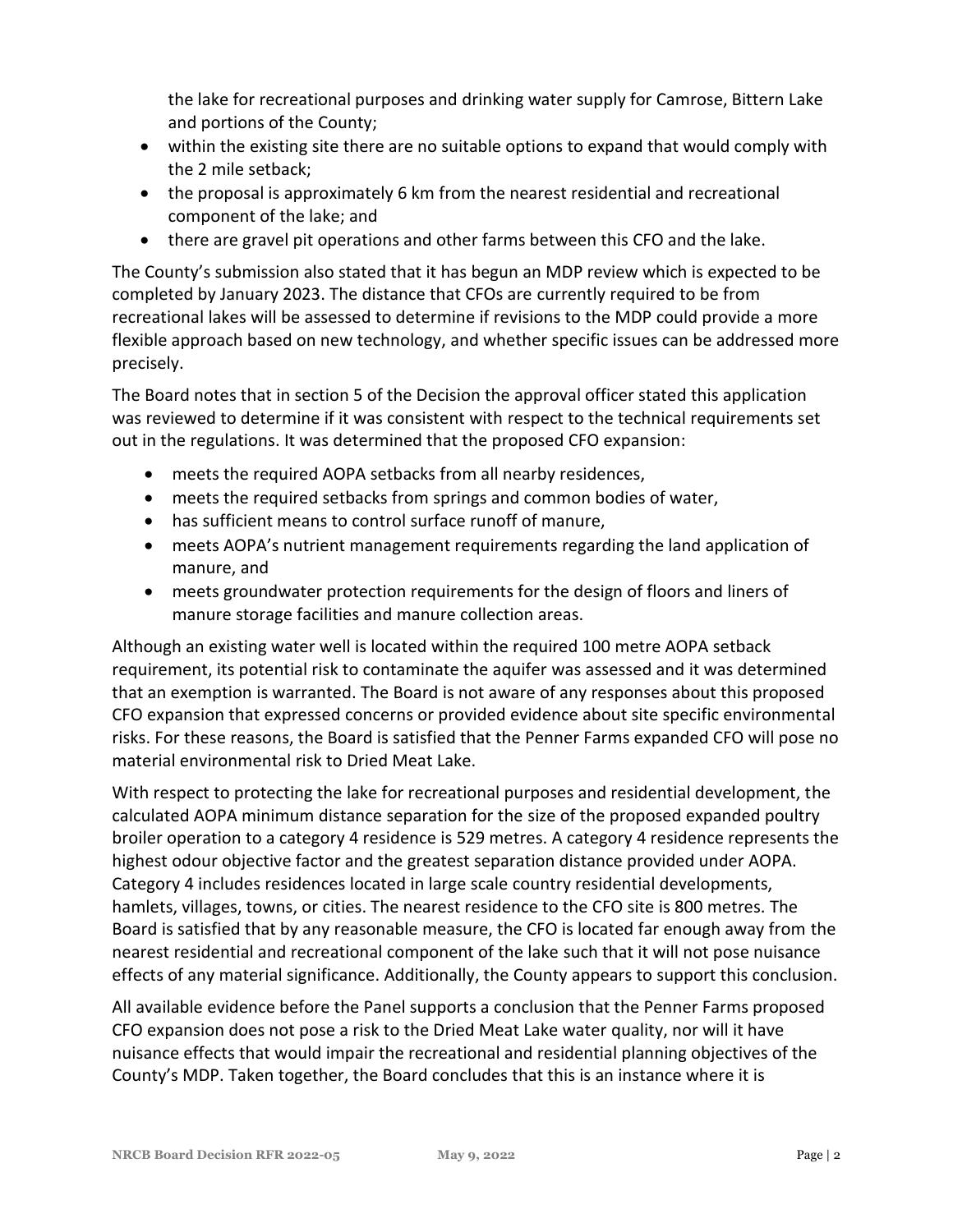the lake for recreational purposes and drinking water supply for Camrose, Bittern Lake and portions of the County;

- within the existing site there are no suitable options to expand that would comply with the 2 mile setback;
- the proposal is approximately 6 km from the nearest residential and recreational component of the lake; and
- there are gravel pit operations and other farms between this CFO and the lake.

The County's submission also stated that it has begun an MDP review which is expected to be completed by January 2023. The distance that CFOs are currently required to be from recreational lakes will be assessed to determine if revisions to the MDP could provide a more flexible approach based on new technology, and whether specific issues can be addressed more precisely.

The Board notes that in section 5 of the Decision the approval officer stated this application was reviewed to determine if it was consistent with respect to the technical requirements set out in the regulations. It was determined that the proposed CFO expansion:

- meets the required AOPA setbacks from all nearby residences,
- meets the required setbacks from springs and common bodies of water,
- has sufficient means to control surface runoff of manure,
- meets AOPA's nutrient management requirements regarding the land application of manure, and
- meets groundwater protection requirements for the design of floors and liners of manure storage facilities and manure collection areas.

Although an existing water well is located within the required 100 metre AOPA setback requirement, its potential risk to contaminate the aquifer was assessed and it was determined that an exemption is warranted. The Board is not aware of any responses about this proposed CFO expansion that expressed concerns or provided evidence about site specific environmental risks. For these reasons, the Board is satisfied that the Penner Farms expanded CFO will pose no material environmental risk to Dried Meat Lake.

With respect to protecting the lake for recreational purposes and residential development, the calculated AOPA minimum distance separation for the size of the proposed expanded poultry broiler operation to a category 4 residence is 529 metres. A category 4 residence represents the highest odour objective factor and the greatest separation distance provided under AOPA. Category 4 includes residences located in large scale country residential developments, hamlets, villages, towns, or cities. The nearest residence to the CFO site is 800 metres. The Board is satisfied that by any reasonable measure, the CFO is located far enough away from the nearest residential and recreational component of the lake such that it will not pose nuisance effects of any material significance. Additionally, the County appears to support this conclusion.

All available evidence before the Panel supports a conclusion that the Penner Farms proposed CFO expansion does not pose a risk to the Dried Meat Lake water quality, nor will it have nuisance effects that would impair the recreational and residential planning objectives of the County's MDP. Taken together, the Board concludes that this is an instance where it is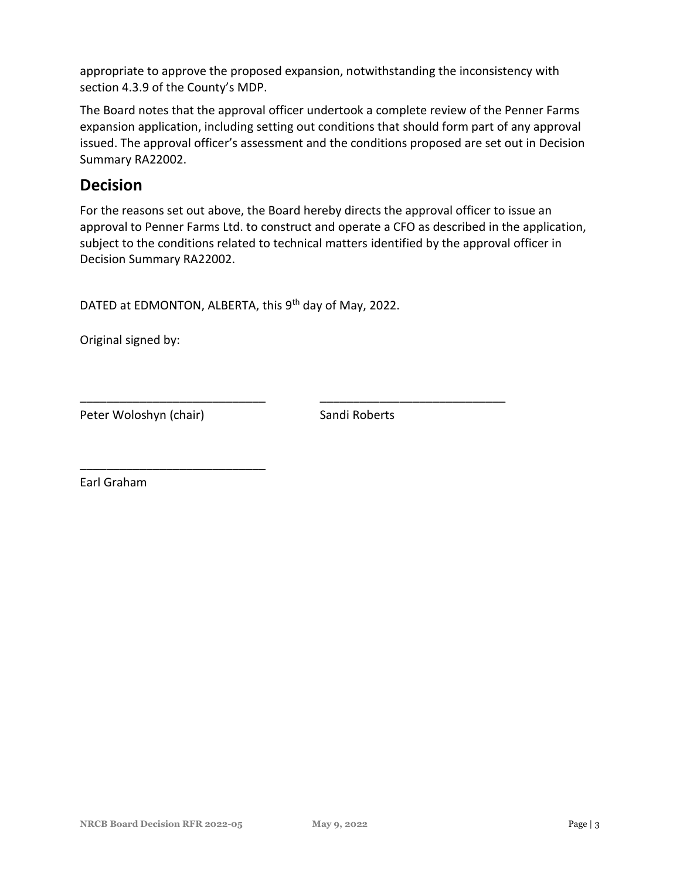appropriate to approve the proposed expansion, notwithstanding the inconsistency with section 4.3.9 of the County's MDP.

The Board notes that the approval officer undertook a complete review of the Penner Farms expansion application, including setting out conditions that should form part of any approval issued. The approval officer's assessment and the conditions proposed are set out in Decision Summary RA22002.

## Decision

For the reasons set out above, the Board hereby directs the approval officer to issue an approval to Penner Farms Ltd. to construct and operate a CFO as described in the application, subject to the conditions related to technical matters identified by the approval officer in Decision Summary RA22002.

DATED at EDMONTON, ALBERTA, this 9th day of May, 2022.

Original signed by:

____________________________ ____________________________

Peter Woloshyn (chair) Sandi Roberts

____________________________

Earl Graham